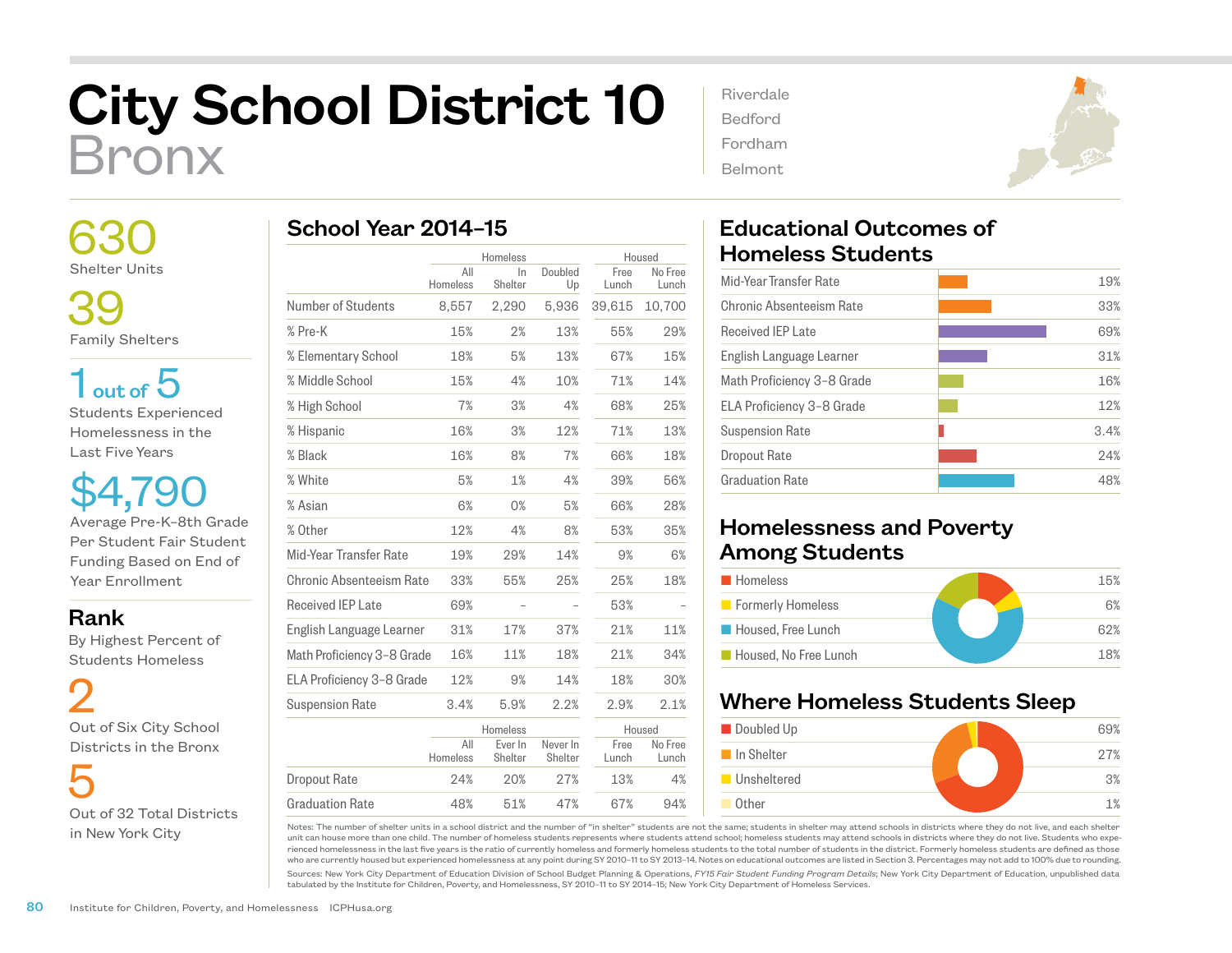# City School District 10
# Bronx

Riverdale
Bedford
Fordham
Belmont

**630**
Shelter Units

**39**
Family Shelters

**1 out of 5**
Students Experienced Homelessness in the Last Five Years

**$4,790**
Average Pre-K–8th Grade Per Student Fair Student Funding Based on End of Year Enrollment

## Rank

By Highest Percent of Students Homeless

**2**
Out of Six City School Districts in the Bronx

**5**
Out of 32 Total Districts in New York City

## School Year 2014–15

| | Homeless | | | Housed | |
|---|---|---|---|---|---|
| | All Homeless | In Shelter | Doubled Up | Free Lunch | No Free Lunch |
| Number of Students | 8,557 | 2,290 | 5,936 | 39,615 | 10,700 |
| % Pre-K | 15% | 2% | 13% | 55% | 29% |
| % Elementary School | 18% | 5% | 13% | 67% | 15% |
| % Middle School | 15% | 4% | 10% | 71% | 14% |
| % High School | 7% | 3% | 4% | 68% | 25% |
| % Hispanic | 16% | 3% | 12% | 71% | 13% |
| % Black | 16% | 8% | 7% | 66% | 18% |
| % White | 5% | 1% | 4% | 39% | 56% |
| % Asian | 6% | 0% | 5% | 66% | 28% |
| % Other | 12% | 4% | 8% | 53% | 35% |
| Mid-Year Transfer Rate | 19% | 29% | 14% | 9% | 6% |
| Chronic Absenteeism Rate | 33% | 55% | 25% | 25% | 18% |
| Received IEP Late | 69% | – | – | 53% | – |
| English Language Learner | 31% | 17% | 37% | 21% | 11% |
| Math Proficiency 3–8 Grade | 16% | 11% | 18% | 21% | 34% |
| ELA Proficiency 3–8 Grade | 12% | 9% | 14% | 18% | 30% |
| Suspension Rate | 3.4% | 5.9% | 2.2% | 2.9% | 2.1% |

| | Homeless | | | Housed | |
|---|---|---|---|---|---|
| | All Homeless | Ever In Shelter | Never In Shelter | Free Lunch | No Free Lunch |
| Dropout Rate | 24% | 20% | 27% | 13% | 4% |
| Graduation Rate | 48% | 51% | 47% | 67% | 94% |

## Educational Outcomes of Homeless Students

| Outcome | Rate |
|---|---|
| Mid-Year Transfer Rate | 19% |
| Chronic Absenteeism Rate | 33% |
| Received IEP Late | 69% |
| English Language Learner | 31% |
| Math Proficiency 3–8 Grade | 16% |
| ELA Proficiency 3–8 Grade | 12% |
| Suspension Rate | 3.4% |
| Dropout Rate | 24% |
| Graduation Rate | 48% |

## Homelessness and Poverty Among Students

| Category | Percent |
|---|---|
| Homeless | 15% |
| Formerly Homeless | 6% |
| Housed, Free Lunch | 62% |
| Housed, No Free Lunch | 18% |

## Where Homeless Students Sleep

| Category | Percent |
|---|---|
| Doubled Up | 69% |
| In Shelter | 27% |
| Unsheltered | 3% |
| Other | 1% |

Notes: The number of shelter units in a school district and the number of "in shelter" students are not the same; students in shelter may attend schools in districts where they do not live, and each shelter unit can house more than one child. The number of homeless students represents where students attend school; homeless students may attend schools in districts where they do not live. Students who experienced homelessness in the last five years is the ratio of currently homeless and formerly homeless students to the total number of students in the district. Formerly homeless students are defined as those who are currently housed but experienced homelessness at any point during SY 2010–11 to SY 2013–14. Notes on educational outcomes are listed in Section 3. Percentages may not add to 100% due to rounding.

Sources: New York City Department of Education Division of School Budget Planning & Operations, *FY15 Fair Student Funding Program Details*; New York City Department of Education, unpublished data tabulated by the Institute for Children, Poverty, and Homelessness, SY 2010–11 to SY 2014–15; New York City Department of Homeless Services.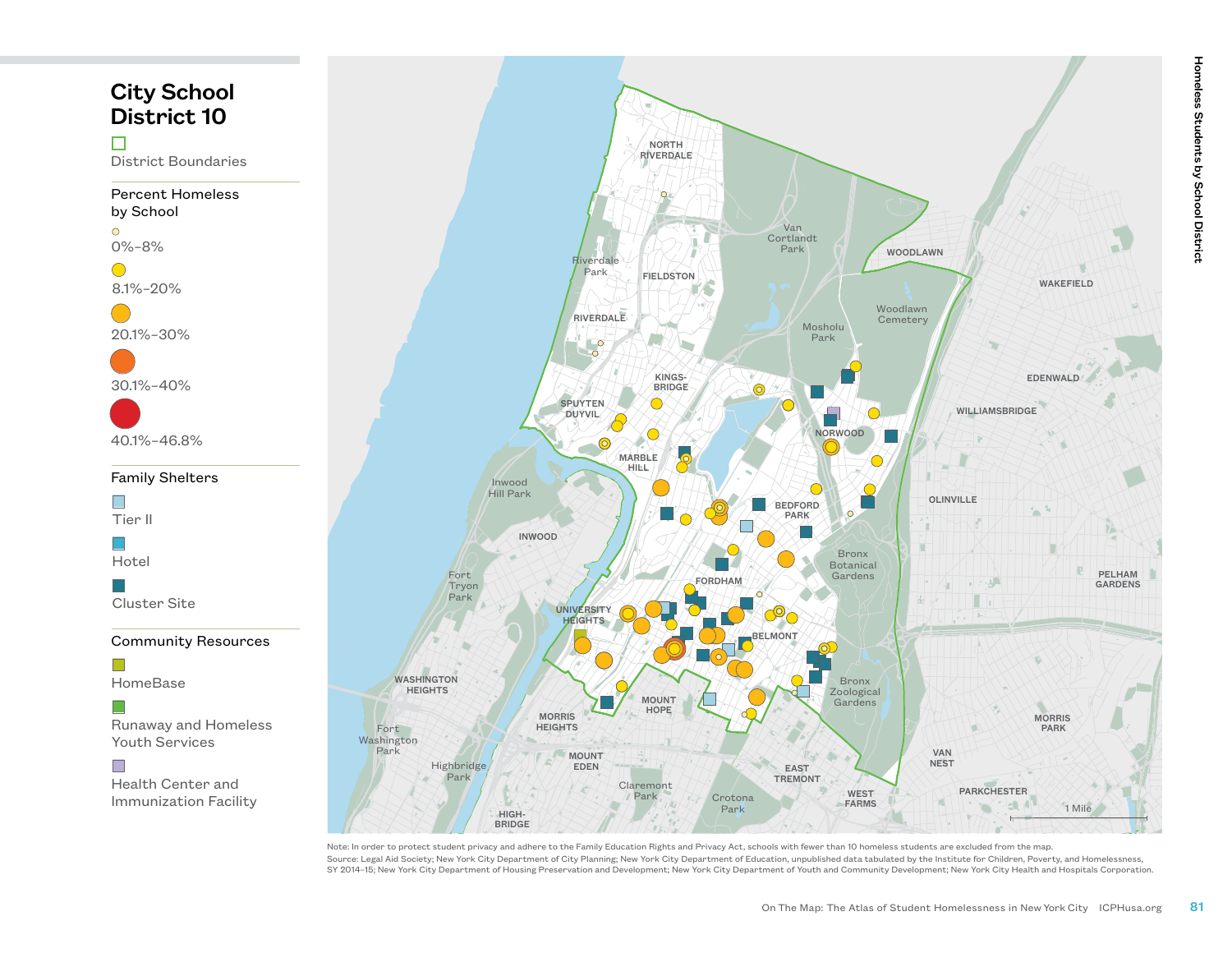# City School District 10

District Boundaries

**Percent Homeless by School**

0%–8%

8.1%–20%

20.1%–30%

30.1%–40%

40.1%–46.8%

**Family Shelters**

Tier II

Hotel

Cluster Site

**Community Resources**

HomeBase

Runaway and Homeless Youth Services

Health Center and Immunization Facility

NORTH RIVERDALE

Van Cortlandt Park

WOODLAWN

WAKEFIELD

Riverdale Park

FIELDSTON

Woodlawn Cemetery

RIVERDALE

Mosholu Park

EDENWALD

KINGS-BRIDGE

SPUYTEN DUYVIL

WILLIAMSBRIDGE

NORWOOD

MARBLE HILL

Inwood Hill Park

OLINVILLE

BEDFORD PARK

INWOOD

Bronx Botanical Gardens

PELHAM GARDENS

Fort Tryon Park

FORDHAM

UNIVERSITY HEIGHTS

BELMONT

WASHINGTON HEIGHTS

Bronx Zoological Gardens

MORRIS HEIGHTS

MOUNT HOPE

MORRIS PARK

Fort Washington Park

VAN NEST

MOUNT EDEN

Highbridge Park

EAST TREMONT

Claremont Park

PARKCHESTER

WEST FARMS

Crotona Park

HIGH-BRIDGE

1 Mile

Note: In order to protect student privacy and adhere to the Family Education Rights and Privacy Act, schools with fewer than 10 homeless students are excluded from the map.

Source: Legal Aid Society; New York City Department of City Planning; New York City Department of Education, unpublished data tabulated by the Institute for Children, Poverty, and Homelessness, SY 2014–15; New York City Department of Housing Preservation and Development; New York City Department of Youth and Community Development; New York City Health and Hospitals Corporation.